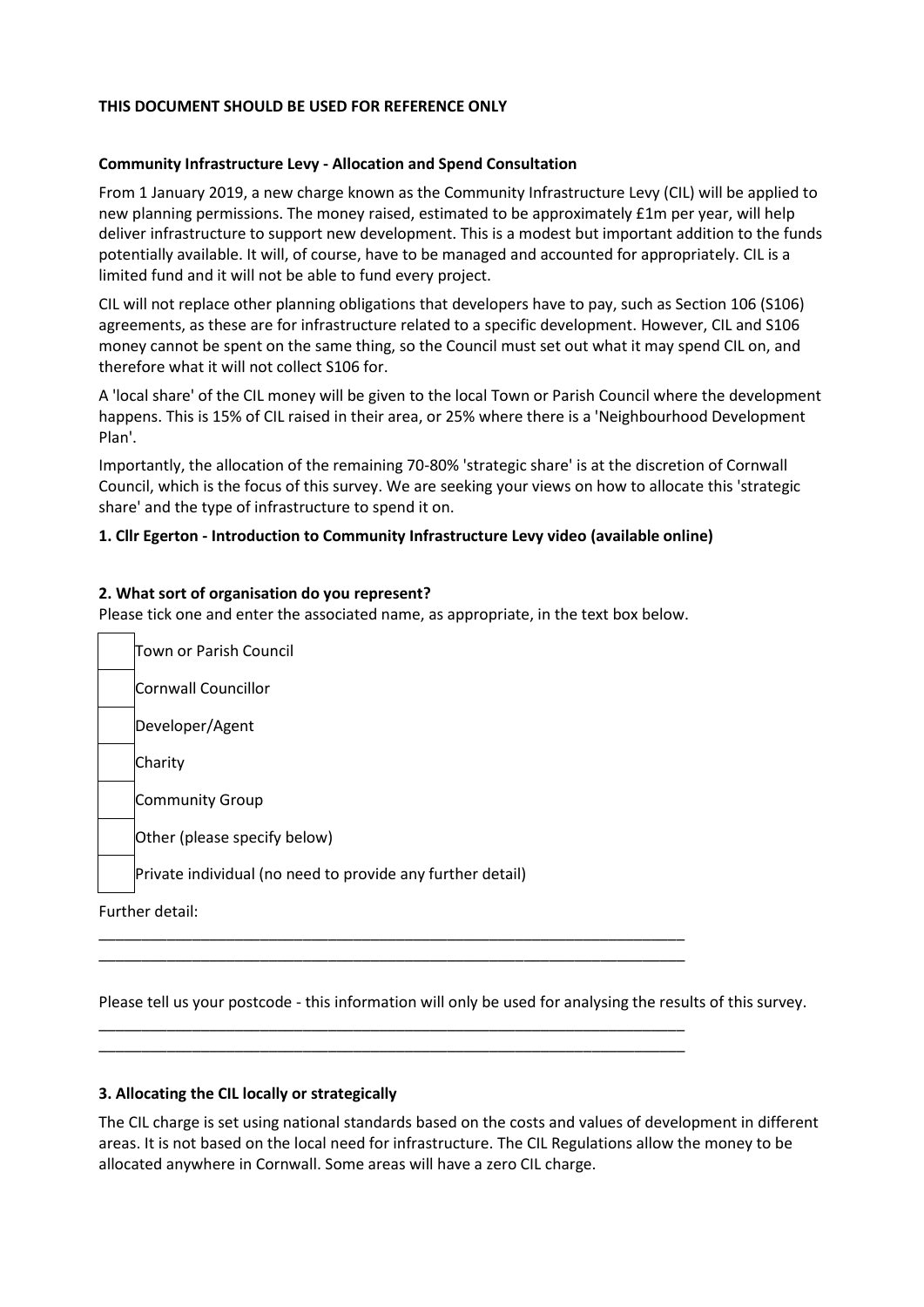**THIS DOCUMENT SHOULD BE USED FOR REFERENCE ONLY**

**Community Infrastructure Levy - Allocation and Spend Consultation**

From 1 January 2019, a new charge known as the Community Infrastructure Levy (CIL) will be applied to new planning permissions. The money raised, estimated to be approximately £1m per year, will help deliver infrastructure to support new development. This is a modest but important addition to the funds potentially available. It will, of course, have to be managed and accounted for appropriately. CIL is a limited fund and it will not be able to fund every project.

CIL will not replace other planning obligations that developers have to pay, such as Section 106 (S106) agreements, as these are for infrastructure related to a specific development. However, CIL and S106 money cannot be spent on the same thing, so the Council must set out what it may spend CIL on, and therefore what it will not collect S106 for.

A 'local share' of the CIL money will be given to the local Town or Parish Council where the development happens. This is 15% of CIL raised in their area, or 25% where there is a 'Neighbourhood Development Plan'.

Importantly, the allocation of the remaining 70-80% 'strategic share' is at the discretion of Cornwall Council, which is the focus of this survey. We are seeking your views on how to allocate this 'strategic share' and the type of infrastructure to spend it on.

**1. Cllr Egerton - Introduction to Community Infrastructure Levy video (available online)**

**2. What sort of organisation do you represent?**

Please tick one and enter the associated name, as appropriate, in the text box below.

- [ ] Town or Parish Council
- [ ] Cornwall Councillor
- [ ] Developer/Agent
- [ ] Charity
- [ ] Community Group
- [ ] Other (please specify below)
- [ ] Private individual (no need to provide any further detail)

Further detail:

\_\_\_\_\_\_\_\_\_\_\_\_\_\_\_\_\_\_\_\_\_\_\_\_\_\_\_\_\_\_\_\_\_\_\_\_\_\_\_\_\_\_\_\_\_\_\_\_\_\_\_\_\_\_\_\_\_\_\_\_\_\_\_\_\_\_\_\_\_\_

\_\_\_\_\_\_\_\_\_\_\_\_\_\_\_\_\_\_\_\_\_\_\_\_\_\_\_\_\_\_\_\_\_\_\_\_\_\_\_\_\_\_\_\_\_\_\_\_\_\_\_\_\_\_\_\_\_\_\_\_\_\_\_\_\_\_\_\_\_\_

Please tell us your postcode - this information will only be used for analysing the results of this survey.

\_\_\_\_\_\_\_\_\_\_\_\_\_\_\_\_\_\_\_\_\_\_\_\_\_\_\_\_\_\_\_\_\_\_\_\_\_\_\_\_\_\_\_\_\_\_\_\_\_\_\_\_\_\_\_\_\_\_\_\_\_\_\_\_\_\_\_\_\_\_

\_\_\_\_\_\_\_\_\_\_\_\_\_\_\_\_\_\_\_\_\_\_\_\_\_\_\_\_\_\_\_\_\_\_\_\_\_\_\_\_\_\_\_\_\_\_\_\_\_\_\_\_\_\_\_\_\_\_\_\_\_\_\_\_\_\_\_\_\_\_

**3. Allocating the CIL locally or strategically**

The CIL charge is set using national standards based on the costs and values of development in different areas. It is not based on the local need for infrastructure. The CIL Regulations allow the money to be allocated anywhere in Cornwall. Some areas will have a zero CIL charge.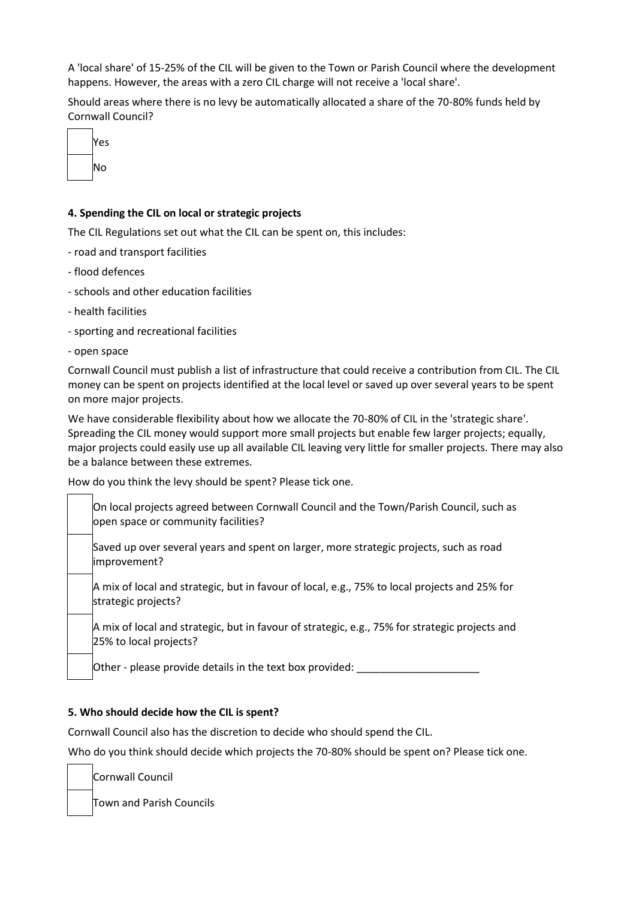A 'local share' of 15-25% of the CIL will be given to the Town or Parish Council where the development happens. However, the areas with a zero CIL charge will not receive a 'local share'.

Should areas where there is no levy be automatically allocated a share of the 70-80% funds held by Cornwall Council?

- [ ] Yes
- [ ] No

**4. Spending the CIL on local or strategic projects**

The CIL Regulations set out what the CIL can be spent on, this includes:

- road and transport facilities
- flood defences
- schools and other education facilities
- health facilities
- sporting and recreational facilities
- open space

Cornwall Council must publish a list of infrastructure that could receive a contribution from CIL. The CIL money can be spent on projects identified at the local level or saved up over several years to be spent on more major projects.

We have considerable flexibility about how we allocate the 70-80% of CIL in the 'strategic share'. Spreading the CIL money would support more small projects but enable few larger projects; equally, major projects could easily use up all available CIL leaving very little for smaller projects. There may also be a balance between these extremes.

How do you think the levy should be spent? Please tick one.

- [ ] On local projects agreed between Cornwall Council and the Town/Parish Council, such as open space or community facilities?
- [ ] Saved up over several years and spent on larger, more strategic projects, such as road improvement?
- [ ] A mix of local and strategic, but in favour of local, e.g., 75% to local projects and 25% for strategic projects?
- [ ] A mix of local and strategic, but in favour of strategic, e.g., 75% for strategic projects and 25% to local projects?
- [ ] Other - please provide details in the text box provided: ______________________

**5. Who should decide how the CIL is spent?**

Cornwall Council also has the discretion to decide who should spend the CIL.

Who do you think should decide which projects the 70-80% should be spent on? Please tick one.

- [ ] Cornwall Council
- [ ] Town and Parish Councils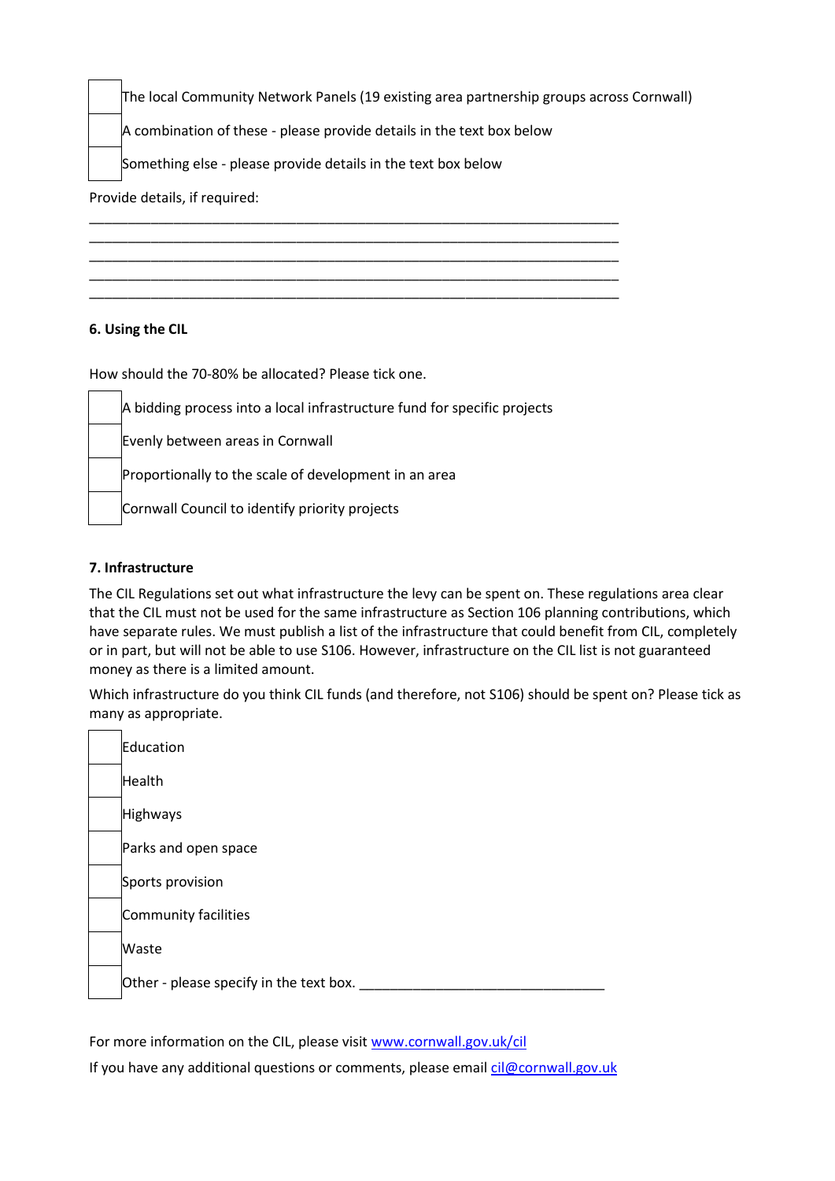- [ ] The local Community Network Panels (19 existing area partnership groups across Cornwall)
- [ ] A combination of these - please provide details in the text box below
- [ ] Something else - please provide details in the text box below

Provide details, if required:

___________________________________________________________________________
___________________________________________________________________________
___________________________________________________________________________
___________________________________________________________________________
___________________________________________________________________________

**6. Using the CIL**

How should the 70-80% be allocated? Please tick one.

- [ ] A bidding process into a local infrastructure fund for specific projects
- [ ] Evenly between areas in Cornwall
- [ ] Proportionally to the scale of development in an area
- [ ] Cornwall Council to identify priority projects

**7. Infrastructure**

The CIL Regulations set out what infrastructure the levy can be spent on. These regulations area clear that the CIL must not be used for the same infrastructure as Section 106 planning contributions, which have separate rules. We must publish a list of the infrastructure that could benefit from CIL, completely or in part, but will not be able to use S106. However, infrastructure on the CIL list is not guaranteed money as there is a limited amount.

Which infrastructure do you think CIL funds (and therefore, not S106) should be spent on? Please tick as many as appropriate.

- [ ] Education
- [ ] Health
- [ ] Highways
- [ ] Parks and open space
- [ ] Sports provision
- [ ] Community facilities
- [ ] Waste
- [ ] Other - please specify in the text box. ___________________________________

For more information on the CIL, please visit [www.cornwall.gov.uk/cil](http://www.cornwall.gov.uk/cil)

If you have any additional questions or comments, please email [cil@cornwall.gov.uk](mailto:cil@cornwall.gov.uk)